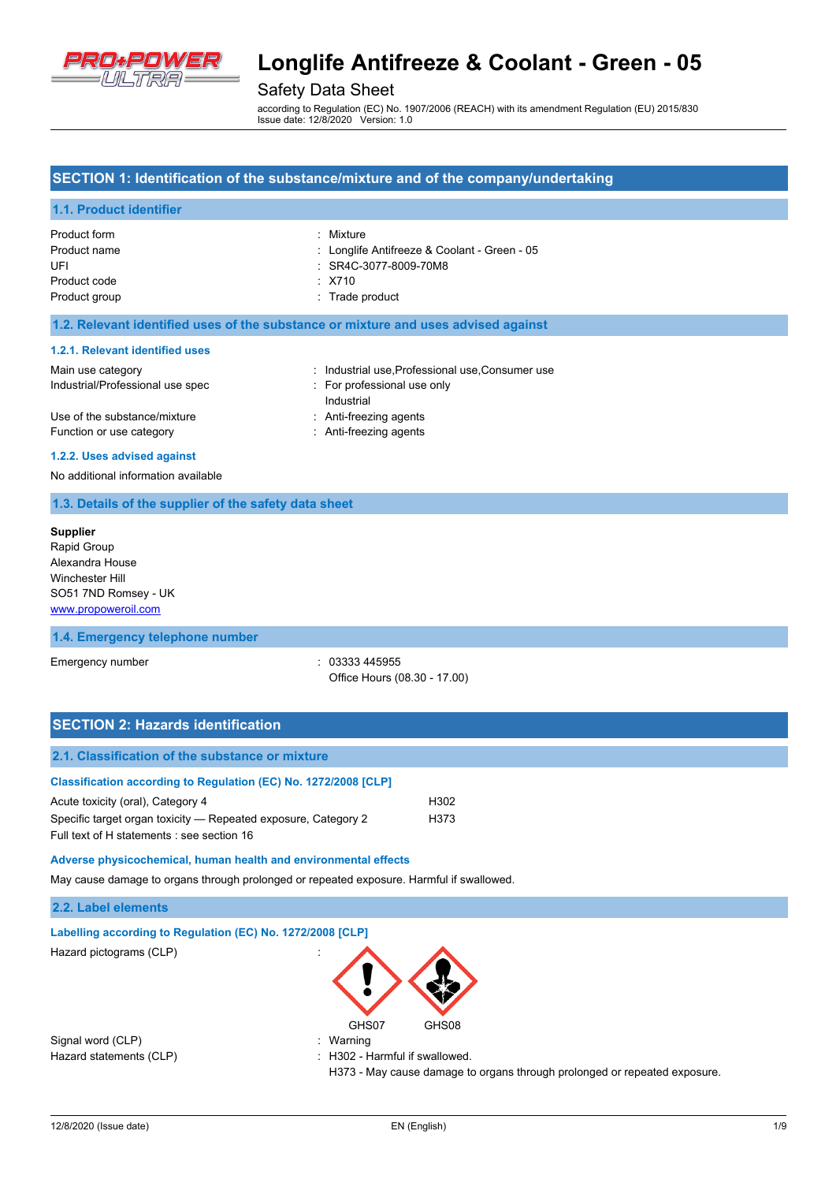# Longlife Antifreeze & Coolant - Green - 05

## Safety Data Sheet

according to Regulation (EC) No. 1907/2006 (REACH) with its amendment Regulation (EU) 2015/830
Issue date: 12/8/2020 Version: 1.0

## SECTION 1: Identification of the substance/mixture and of the company/undertaking

### 1.1. Product identifier

| | |
|---|---|
| Product form | : Mixture |
| Product name | : Longlife Antifreeze & Coolant - Green - 05 |
| UFI | : SR4C-3077-8009-70M8 |
| Product code | : X710 |
| Product group | : Trade product |

### 1.2. Relevant identified uses of the substance or mixture and uses advised against

#### 1.2.1. Relevant identified uses

| | |
|---|---|
| Main use category | : Industrial use,Professional use,Consumer use |
| Industrial/Professional use spec | : For professional use only<br>Industrial |
| Use of the substance/mixture | : Anti-freezing agents |
| Function or use category | : Anti-freezing agents |

#### 1.2.2. Uses advised against

No additional information available

### 1.3. Details of the supplier of the safety data sheet

**Supplier**
Rapid Group
Alexandra House
Winchester Hill
SO51 7ND Romsey - UK
www.propoweroil.com

### 1.4. Emergency telephone number

| | |
|---|---|
| Emergency number | : 03333 445955<br>Office Hours (08.30 - 17.00) |

## SECTION 2: Hazards identification

### 2.1. Classification of the substance or mixture

#### Classification according to Regulation (EC) No. 1272/2008 [CLP]

| | |
|---|---|
| Acute toxicity (oral), Category 4 | H302 |
| Specific target organ toxicity — Repeated exposure, Category 2 | H373 |

Full text of H statements : see section 16

#### Adverse physicochemical, human health and environmental effects

May cause damage to organs through prolonged or repeated exposure. Harmful if swallowed.

### 2.2. Label elements

#### Labelling according to Regulation (EC) No. 1272/2008 [CLP]

| | |
|---|---|
| Hazard pictograms (CLP) | : GHS07 GHS08 |
| Signal word (CLP) | : Warning |
| Hazard statements (CLP) | : H302 - Harmful if swallowed.<br>H373 - May cause damage to organs through prolonged or repeated exposure. |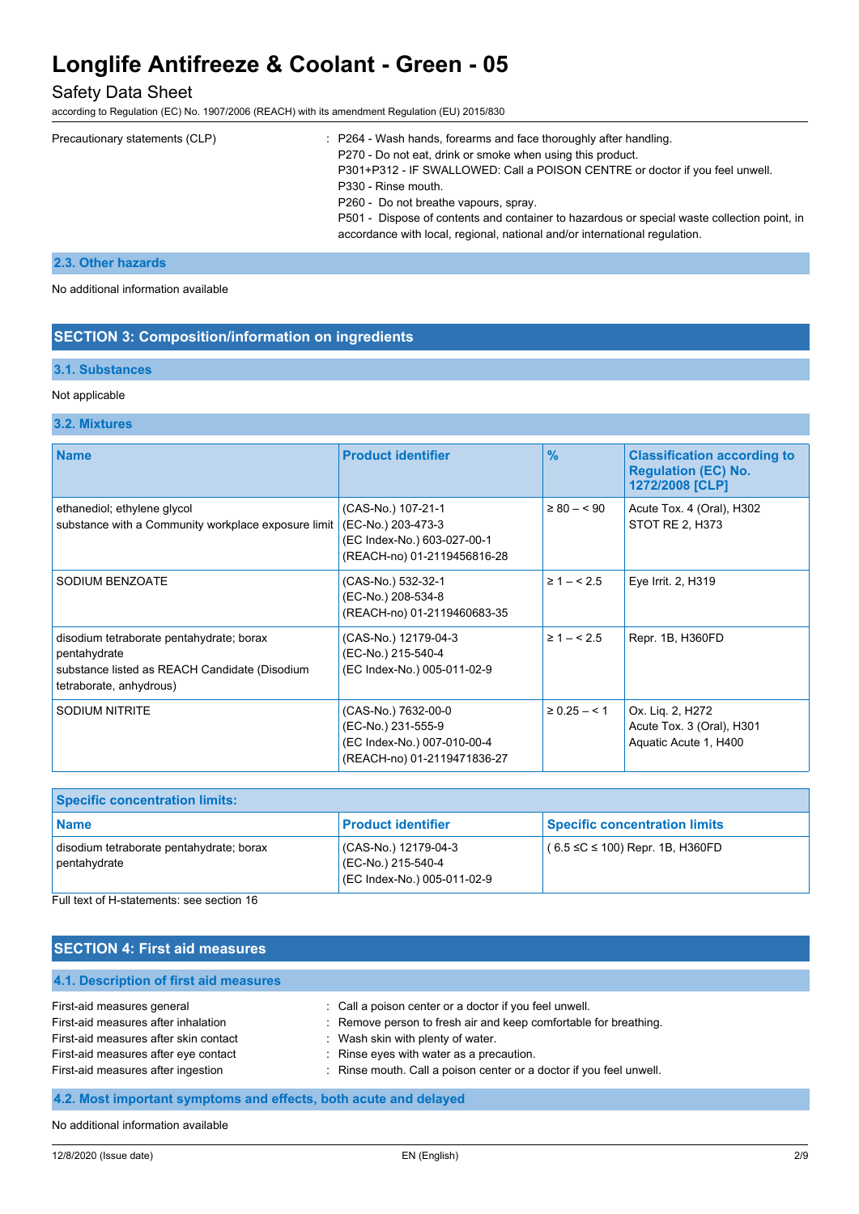| | |
|---|---|
| Precautionary statements (CLP) | : P264 - Wash hands, forearms and face thoroughly after handling.<br>P270 - Do not eat, drink or smoke when using this product.<br>P301+P312 - IF SWALLOWED: Call a POISON CENTRE or doctor if you feel unwell.<br>P330 - Rinse mouth.<br>P260 - Do not breathe vapours, spray.<br>P501 - Dispose of contents and container to hazardous or special waste collection point, in accordance with local, regional, national and/or international regulation. |

### 2.3. Other hazards

No additional information available

## SECTION 3: Composition/information on ingredients

### 3.1. Substances

Not applicable

### 3.2. Mixtures

| Name | Product identifier | % | Classification according to Regulation (EC) No. 1272/2008 [CLP] |
|---|---|---|---|
| ethanediol; ethylene glycol<br>substance with a Community workplace exposure limit | (CAS-No.) 107-21-1<br>(EC-No.) 203-473-3<br>(EC Index-No.) 603-027-00-1<br>(REACH-no) 01-2119456816-28 | ≥ 80 – < 90 | Acute Tox. 4 (Oral), H302<br>STOT RE 2, H373 |
| SODIUM BENZOATE | (CAS-No.) 532-32-1<br>(EC-No.) 208-534-8<br>(REACH-no) 01-2119460683-35 | ≥ 1 – < 2.5 | Eye Irrit. 2, H319 |
| disodium tetraborate pentahydrate; borax pentahydrate<br>substance listed as REACH Candidate (Disodium tetraborate, anhydrous) | (CAS-No.) 12179-04-3<br>(EC-No.) 215-540-4<br>(EC Index-No.) 005-011-02-9 | ≥ 1 – < 2.5 | Repr. 1B, H360FD |
| SODIUM NITRITE | (CAS-No.) 7632-00-0<br>(EC-No.) 231-555-9<br>(EC Index-No.) 007-010-00-4<br>(REACH-no) 01-2119471836-27 | ≥ 0.25 – < 1 | Ox. Liq. 2, H272<br>Acute Tox. 3 (Oral), H301<br>Aquatic Acute 1, H400 |

| Specific concentration limits: | | |
|---|---|---|
| **Name** | **Product identifier** | **Specific concentration limits** |
| disodium tetraborate pentahydrate; borax pentahydrate | (CAS-No.) 12179-04-3<br>(EC-No.) 215-540-4<br>(EC Index-No.) 005-011-02-9 | ( 6.5 ≤C ≤ 100) Repr. 1B, H360FD |

Full text of H-statements: see section 16

## SECTION 4: First aid measures

### 4.1. Description of first aid measures

| | |
|---|---|
| First-aid measures general | : Call a poison center or a doctor if you feel unwell. |
| First-aid measures after inhalation | : Remove person to fresh air and keep comfortable for breathing. |
| First-aid measures after skin contact | : Wash skin with plenty of water. |
| First-aid measures after eye contact | : Rinse eyes with water as a precaution. |
| First-aid measures after ingestion | : Rinse mouth. Call a poison center or a doctor if you feel unwell. |

### 4.2. Most important symptoms and effects, both acute and delayed

No additional information available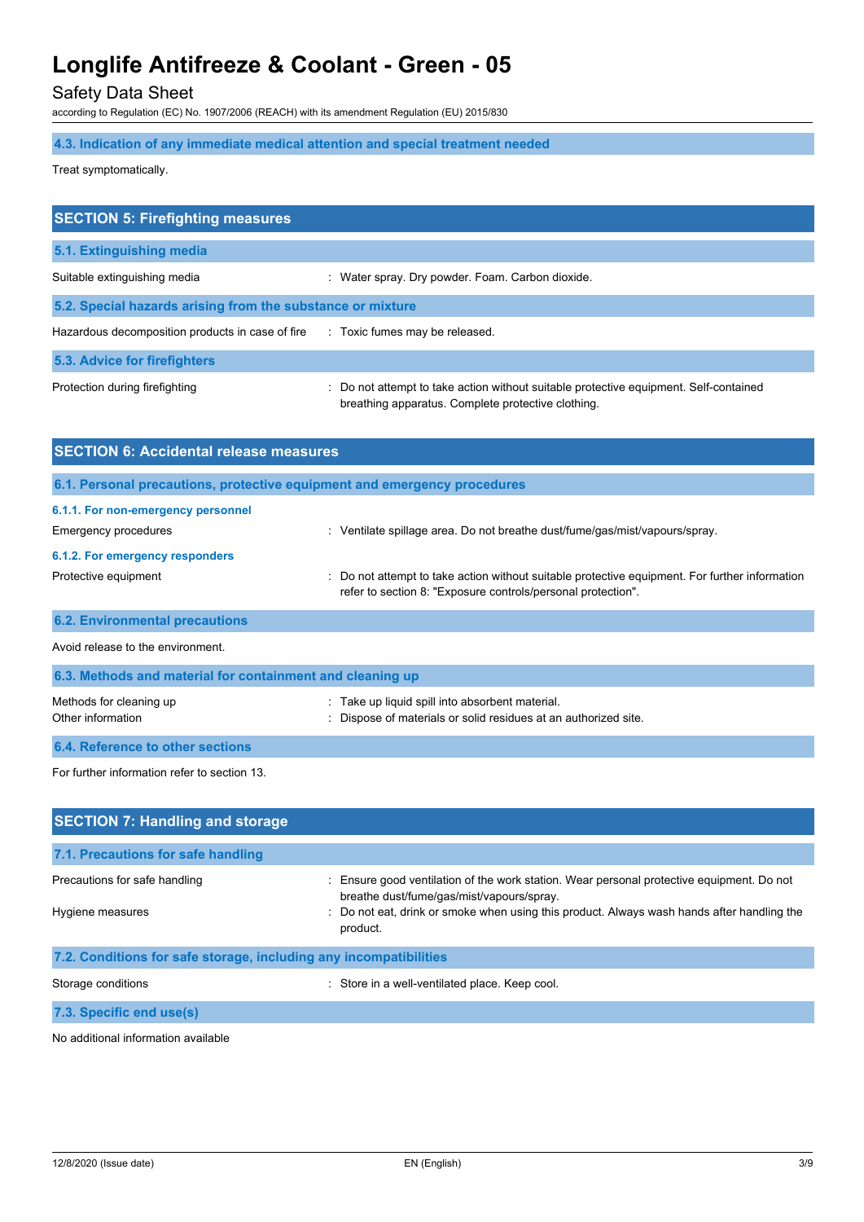### 4.3. Indication of any immediate medical attention and special treatment needed

Treat symptomatically.

## SECTION 5: Firefighting measures

### 5.1. Extinguishing media

Suitable extinguishing media : Water spray. Dry powder. Foam. Carbon dioxide.

### 5.2. Special hazards arising from the substance or mixture

Hazardous decomposition products in case of fire : Toxic fumes may be released.

### 5.3. Advice for firefighters

Protection during firefighting : Do not attempt to take action without suitable protective equipment. Self-contained breathing apparatus. Complete protective clothing.

## SECTION 6: Accidental release measures

### 6.1. Personal precautions, protective equipment and emergency procedures

#### 6.1.1. For non-emergency personnel

Emergency procedures : Ventilate spillage area. Do not breathe dust/fume/gas/mist/vapours/spray.

#### 6.1.2. For emergency responders

Protective equipment : Do not attempt to take action without suitable protective equipment. For further information refer to section 8: "Exposure controls/personal protection".

### 6.2. Environmental precautions

Avoid release to the environment.

### 6.3. Methods and material for containment and cleaning up

Methods for cleaning up : Take up liquid spill into absorbent material.

Other information : Dispose of materials or solid residues at an authorized site.

### 6.4. Reference to other sections

For further information refer to section 13.

## SECTION 7: Handling and storage

### 7.1. Precautions for safe handling

Precautions for safe handling : Ensure good ventilation of the work station. Wear personal protective equipment. Do not breathe dust/fume/gas/mist/vapours/spray.

Hygiene measures : Do not eat, drink or smoke when using this product. Always wash hands after handling the product.

### 7.2. Conditions for safe storage, including any incompatibilities

Storage conditions : Store in a well-ventilated place. Keep cool.

### 7.3. Specific end use(s)

No additional information available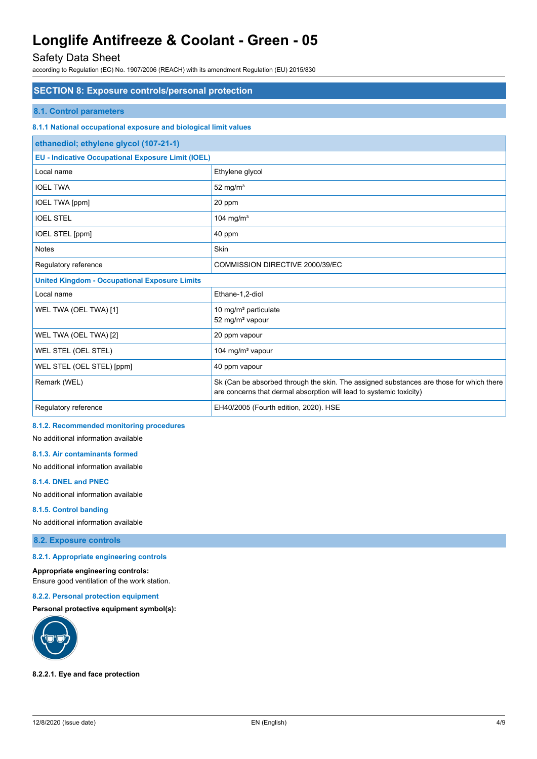## SECTION 8: Exposure controls/personal protection

### 8.1. Control parameters

#### 8.1.1 National occupational exposure and biological limit values

| ethanediol; ethylene glycol (107-21-1) | |
|---|---|
| **EU - Indicative Occupational Exposure Limit (IOEL)** | |
| Local name | Ethylene glycol |
| IOEL TWA | 52 mg/m³ |
| IOEL TWA [ppm] | 20 ppm |
| IOEL STEL | 104 mg/m³ |
| IOEL STEL [ppm] | 40 ppm |
| Notes | Skin |
| Regulatory reference | COMMISSION DIRECTIVE 2000/39/EC |
| **United Kingdom - Occupational Exposure Limits** | |
| Local name | Ethane-1,2-diol |
| WEL TWA (OEL TWA) [1] | 10 mg/m³ particulate<br>52 mg/m³ vapour |
| WEL TWA (OEL TWA) [2] | 20 ppm vapour |
| WEL STEL (OEL STEL) | 104 mg/m³ vapour |
| WEL STEL (OEL STEL) [ppm] | 40 ppm vapour |
| Remark (WEL) | Sk (Can be absorbed through the skin. The assigned substances are those for which there are concerns that dermal absorption will lead to systemic toxicity) |
| Regulatory reference | EH40/2005 (Fourth edition, 2020). HSE |

#### 8.1.2. Recommended monitoring procedures

No additional information available

#### 8.1.3. Air contaminants formed

No additional information available

#### 8.1.4. DNEL and PNEC

No additional information available

#### 8.1.5. Control banding

No additional information available

### 8.2. Exposure controls

#### 8.2.1. Appropriate engineering controls

**Appropriate engineering controls:**
Ensure good ventilation of the work station.

#### 8.2.2. Personal protection equipment

**Personal protective equipment symbol(s):**

**8.2.2.1. Eye and face protection**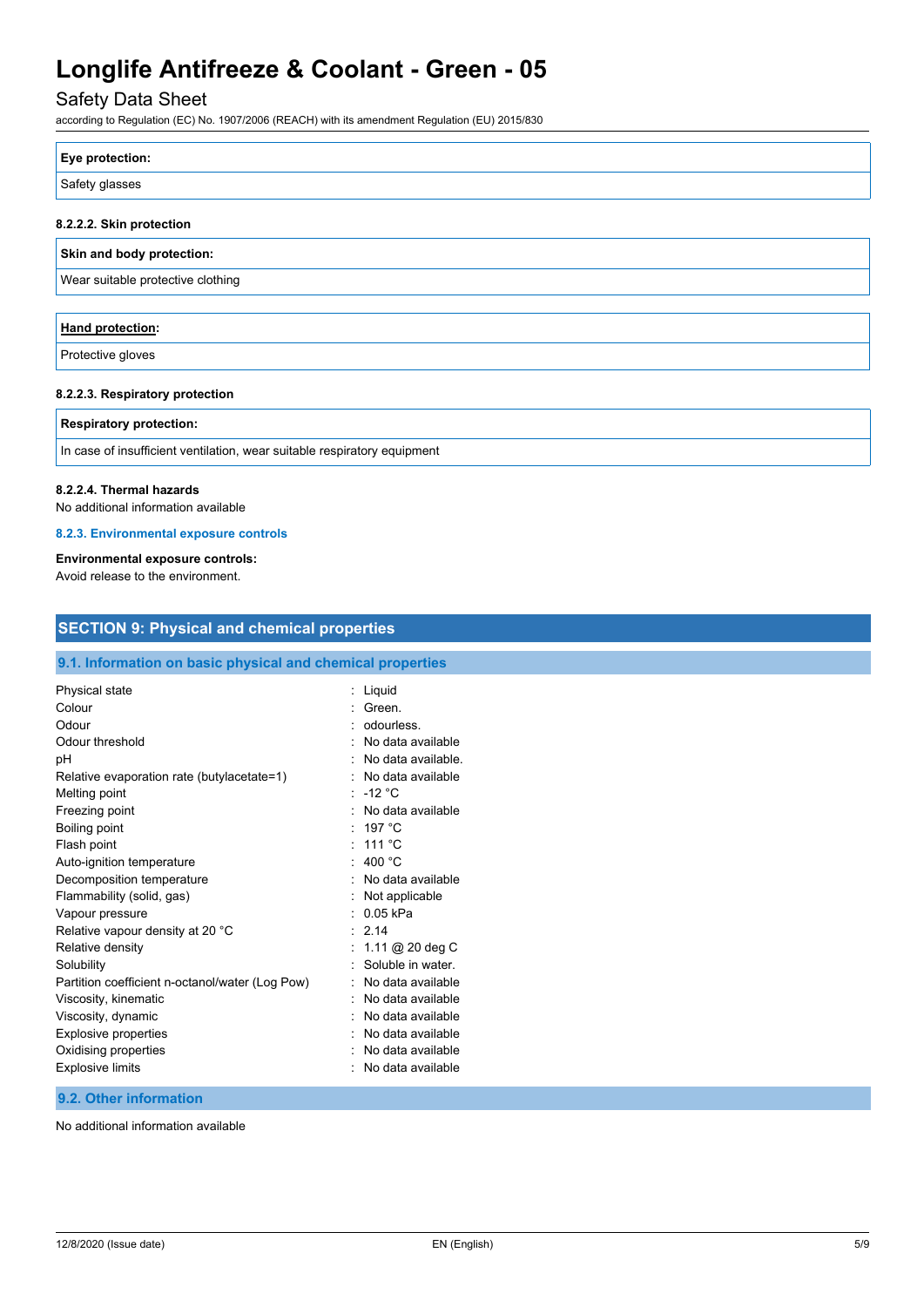| **Eye protection:** |
| --- |
| Safety glasses |

#### 8.2.2.2. Skin protection

| **Skin and body protection:** |
| --- |
| Wear suitable protective clothing |

| **Hand protection:** |
| --- |
| Protective gloves |

#### 8.2.2.3. Respiratory protection

| **Respiratory protection:** |
| --- |
| In case of insufficient ventilation, wear suitable respiratory equipment |

#### 8.2.2.4. Thermal hazards

No additional information available

### 8.2.3. Environmental exposure controls

**Environmental exposure controls:**

Avoid release to the environment.

## SECTION 9: Physical and chemical properties

### 9.1. Information on basic physical and chemical properties

| Property | Value |
| --- | --- |
| Physical state | Liquid |
| Colour | Green. |
| Odour | odourless. |
| Odour threshold | No data available |
| pH | No data available. |
| Relative evaporation rate (butylacetate=1) | No data available |
| Melting point | -12 °C |
| Freezing point | No data available |
| Boiling point | 197 °C |
| Flash point | 111 °C |
| Auto-ignition temperature | 400 °C |
| Decomposition temperature | No data available |
| Flammability (solid, gas) | Not applicable |
| Vapour pressure | 0.05 kPa |
| Relative vapour density at 20 °C | 2.14 |
| Relative density | 1.11 @ 20 deg C |
| Solubility | Soluble in water. |
| Partition coefficient n-octanol/water (Log Pow) | No data available |
| Viscosity, kinematic | No data available |
| Viscosity, dynamic | No data available |
| Explosive properties | No data available |
| Oxidising properties | No data available |
| Explosive limits | No data available |

### 9.2. Other information

No additional information available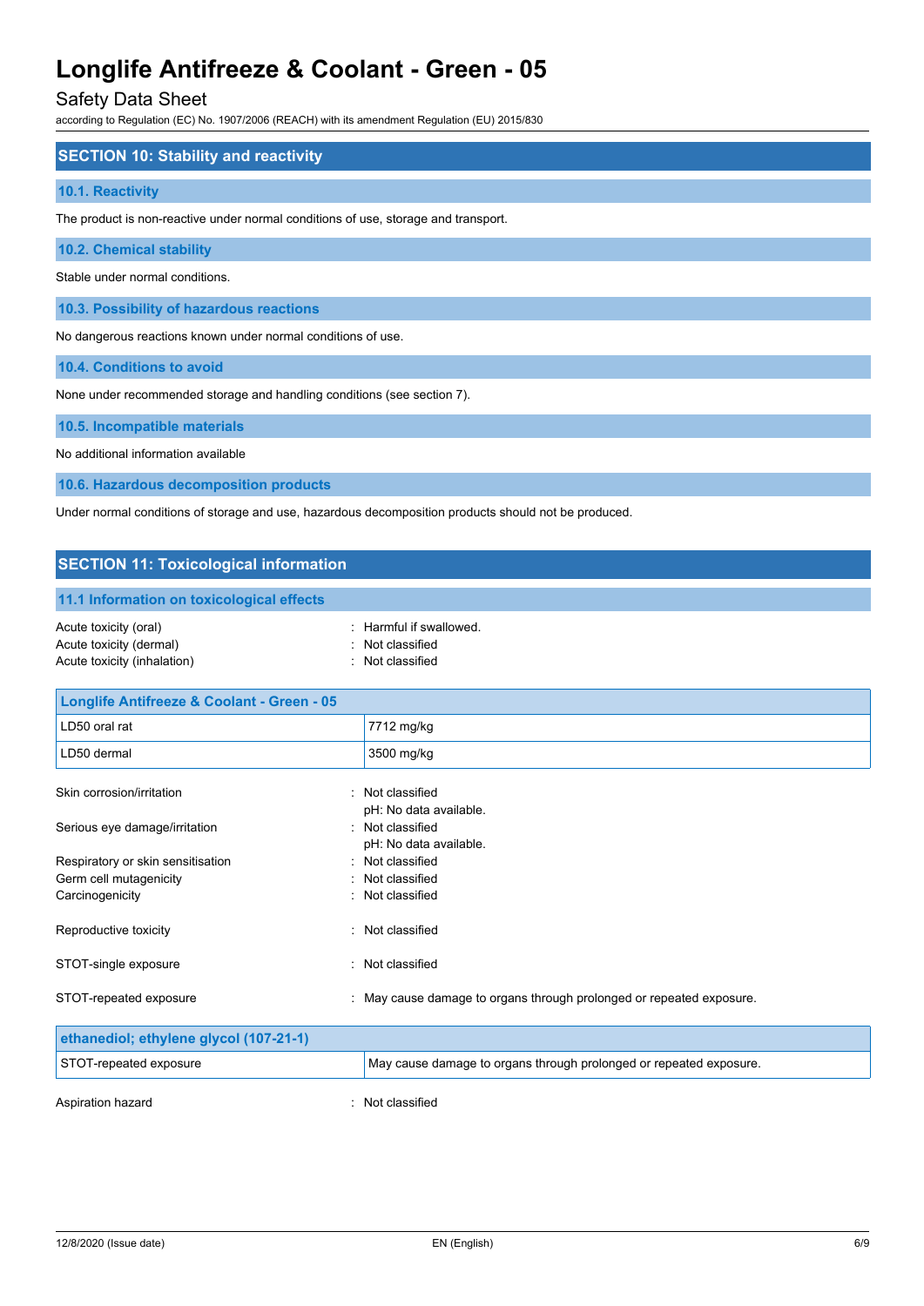## SECTION 10: Stability and reactivity

### 10.1. Reactivity

The product is non-reactive under normal conditions of use, storage and transport.

### 10.2. Chemical stability

Stable under normal conditions.

### 10.3. Possibility of hazardous reactions

No dangerous reactions known under normal conditions of use.

### 10.4. Conditions to avoid

None under recommended storage and handling conditions (see section 7).

### 10.5. Incompatible materials

No additional information available

### 10.6. Hazardous decomposition products

Under normal conditions of storage and use, hazardous decomposition products should not be produced.

## SECTION 11: Toxicological information

### 11.1 Information on toxicological effects

Acute toxicity (oral) : Harmful if swallowed.
Acute toxicity (dermal) : Not classified
Acute toxicity (inhalation) : Not classified

| Longlife Antifreeze & Coolant - Green - 05 | |
|---|---|
| LD50 oral rat | 7712 mg/kg |
| LD50 dermal | 3500 mg/kg |

Skin corrosion/irritation : Not classified
pH: No data available.
Serious eye damage/irritation : Not classified
pH: No data available.
Respiratory or skin sensitisation : Not classified
Germ cell mutagenicity : Not classified
Carcinogenicity : Not classified

Reproductive toxicity : Not classified

STOT-single exposure : Not classified

STOT-repeated exposure : May cause damage to organs through prolonged or repeated exposure.

| ethanediol; ethylene glycol (107-21-1) | |
|---|---|
| STOT-repeated exposure | May cause damage to organs through prolonged or repeated exposure. |

Aspiration hazard : Not classified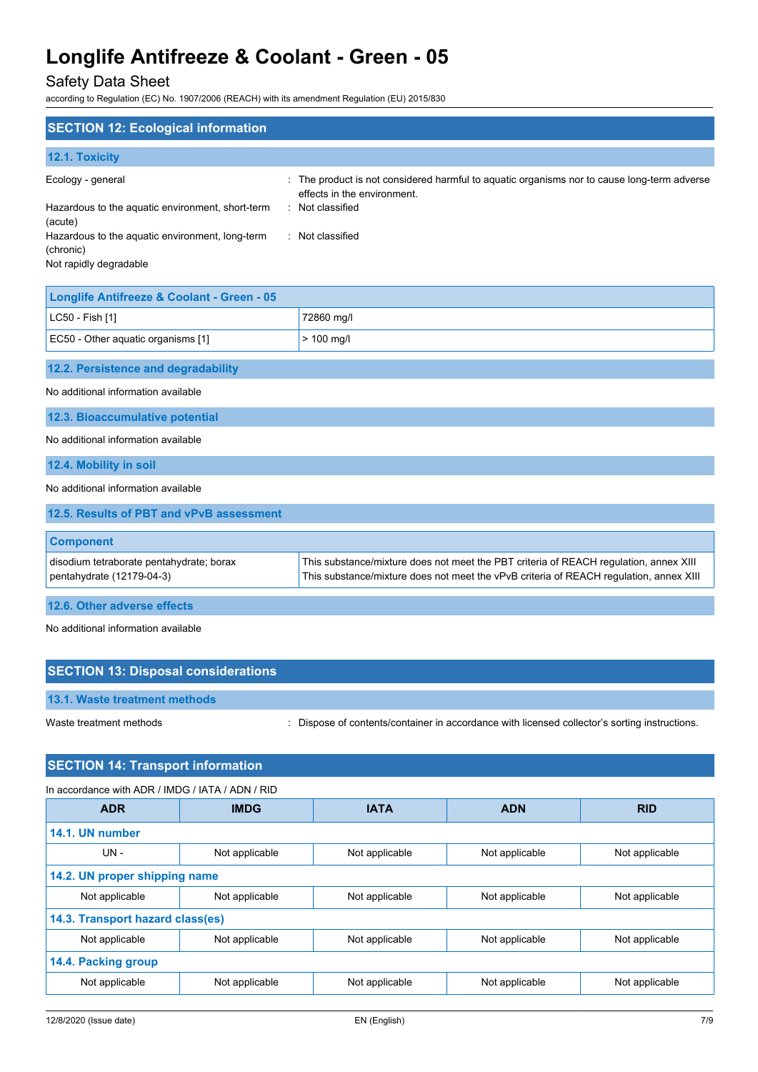## SECTION 12: Ecological information

### 12.1. Toxicity

Ecology - general : The product is not considered harmful to aquatic organisms nor to cause long-term adverse effects in the environment.

Hazardous to the aquatic environment, short-term (acute) : Not classified

Hazardous to the aquatic environment, long-term (chronic) : Not classified

Not rapidly degradable

| Longlife Antifreeze & Coolant - Green - 05 | |
|---|---|
| LC50 - Fish [1] | 72860 mg/l |
| EC50 - Other aquatic organisms [1] | > 100 mg/l |

### 12.2. Persistence and degradability

No additional information available

### 12.3. Bioaccumulative potential

No additional information available

### 12.4. Mobility in soil

No additional information available

### 12.5. Results of PBT and vPvB assessment

| Component | |
|---|---|
| disodium tetraborate pentahydrate; borax pentahydrate (12179-04-3) | This substance/mixture does not meet the PBT criteria of REACH regulation, annex XIII<br>This substance/mixture does not meet the vPvB criteria of REACH regulation, annex XIII |

### 12.6. Other adverse effects

No additional information available

## SECTION 13: Disposal considerations

### 13.1. Waste treatment methods

Waste treatment methods : Dispose of contents/container in accordance with licensed collector's sorting instructions.

## SECTION 14: Transport information

In accordance with ADR / IMDG / IATA / ADN / RID

| ADR | IMDG | IATA | ADN | RID |
|---|---|---|---|---|
| **14.1. UN number** | | | | |
| UN - | Not applicable | Not applicable | Not applicable | Not applicable |
| **14.2. UN proper shipping name** | | | | |
| Not applicable | Not applicable | Not applicable | Not applicable | Not applicable |
| **14.3. Transport hazard class(es)** | | | | |
| Not applicable | Not applicable | Not applicable | Not applicable | Not applicable |
| **14.4. Packing group** | | | | |
| Not applicable | Not applicable | Not applicable | Not applicable | Not applicable |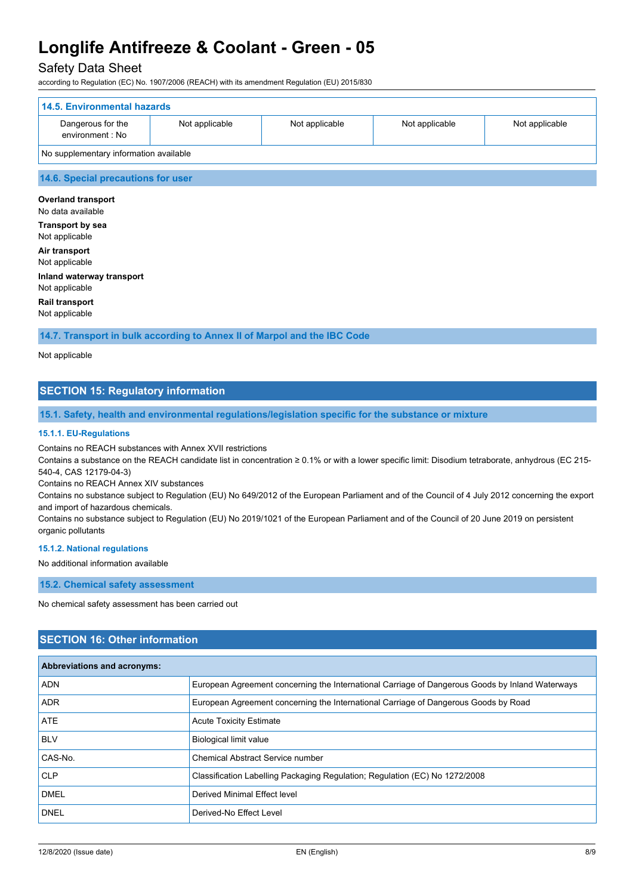| 14.5. Environmental hazards | | | | |
|---|---|---|---|---|
| Dangerous for the environment : No | Not applicable | Not applicable | Not applicable | Not applicable |
| No supplementary information available | | | | |

### 14.6. Special precautions for user

**Overland transport**
No data available

**Transport by sea**
Not applicable

**Air transport**
Not applicable

**Inland waterway transport**
Not applicable

**Rail transport**
Not applicable

### 14.7. Transport in bulk according to Annex II of Marpol and the IBC Code

Not applicable

## SECTION 15: Regulatory information

### 15.1. Safety, health and environmental regulations/legislation specific for the substance or mixture

#### 15.1.1. EU-Regulations

Contains no REACH substances with Annex XVII restrictions
Contains a substance on the REACH candidate list in concentration ≥ 0.1% or with a lower specific limit: Disodium tetraborate, anhydrous (EC 215-540-4, CAS 12179-04-3)
Contains no REACH Annex XIV substances
Contains no substance subject to Regulation (EU) No 649/2012 of the European Parliament and of the Council of 4 July 2012 concerning the export and import of hazardous chemicals.
Contains no substance subject to Regulation (EU) No 2019/1021 of the European Parliament and of the Council of 20 June 2019 on persistent organic pollutants

#### 15.1.2. National regulations

No additional information available

### 15.2. Chemical safety assessment

No chemical safety assessment has been carried out

## SECTION 16: Other information

| Abbreviations and acronyms: | |
|---|---|
| ADN | European Agreement concerning the International Carriage of Dangerous Goods by Inland Waterways |
| ADR | European Agreement concerning the International Carriage of Dangerous Goods by Road |
| ATE | Acute Toxicity Estimate |
| BLV | Biological limit value |
| CAS-No. | Chemical Abstract Service number |
| CLP | Classification Labelling Packaging Regulation; Regulation (EC) No 1272/2008 |
| DMEL | Derived Minimal Effect level |
| DNEL | Derived-No Effect Level |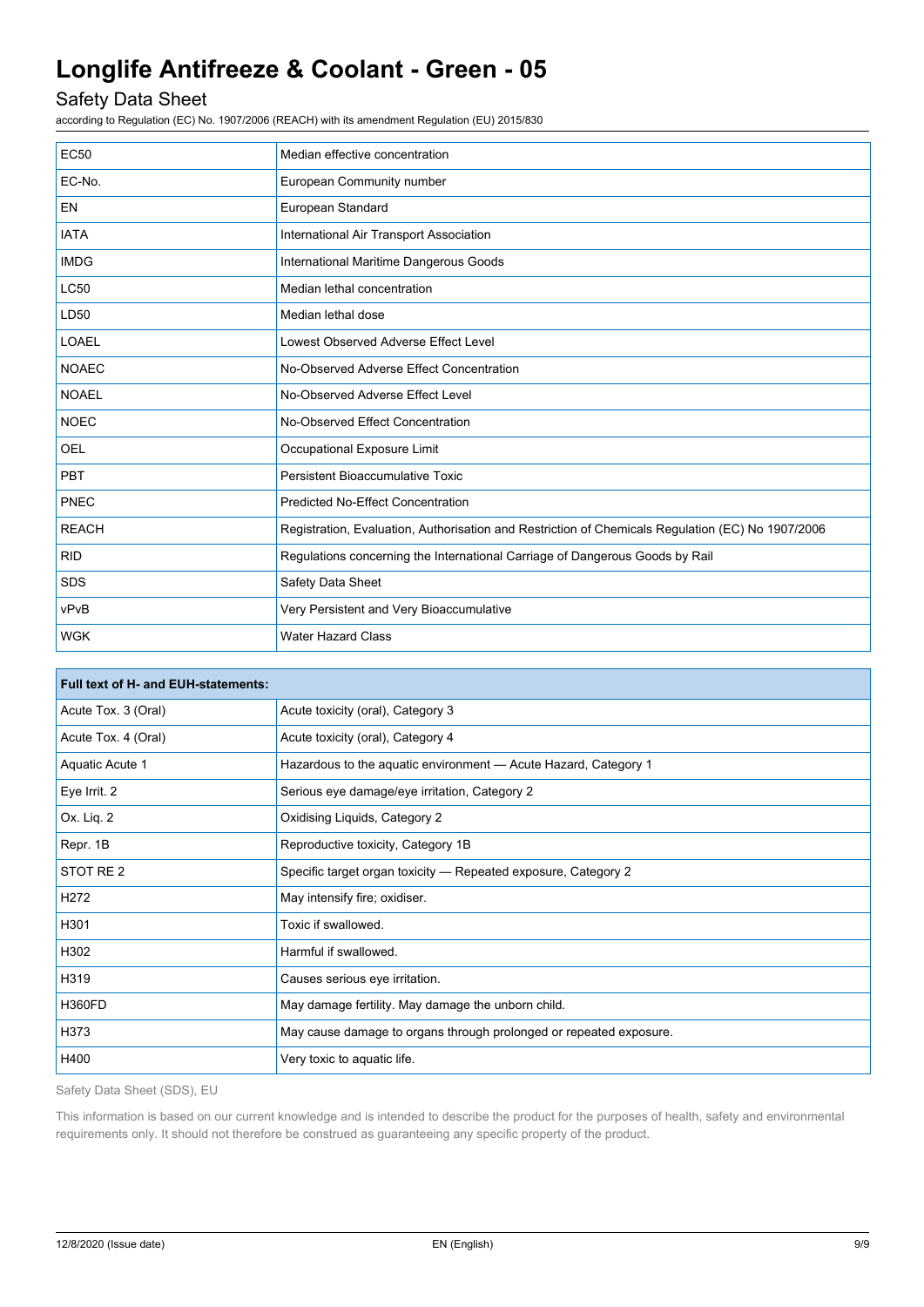| | |
|---|---|
| EC50 | Median effective concentration |
| EC-No. | European Community number |
| EN | European Standard |
| IATA | International Air Transport Association |
| IMDG | International Maritime Dangerous Goods |
| LC50 | Median lethal concentration |
| LD50 | Median lethal dose |
| LOAEL | Lowest Observed Adverse Effect Level |
| NOAEC | No-Observed Adverse Effect Concentration |
| NOAEL | No-Observed Adverse Effect Level |
| NOEC | No-Observed Effect Concentration |
| OEL | Occupational Exposure Limit |
| PBT | Persistent Bioaccumulative Toxic |
| PNEC | Predicted No-Effect Concentration |
| REACH | Registration, Evaluation, Authorisation and Restriction of Chemicals Regulation (EC) No 1907/2006 |
| RID | Regulations concerning the International Carriage of Dangerous Goods by Rail |
| SDS | Safety Data Sheet |
| vPvB | Very Persistent and Very Bioaccumulative |
| WGK | Water Hazard Class |

| **Full text of H- and EUH-statements:** | |
|---|---|
| Acute Tox. 3 (Oral) | Acute toxicity (oral), Category 3 |
| Acute Tox. 4 (Oral) | Acute toxicity (oral), Category 4 |
| Aquatic Acute 1 | Hazardous to the aquatic environment — Acute Hazard, Category 1 |
| Eye Irrit. 2 | Serious eye damage/eye irritation, Category 2 |
| Ox. Liq. 2 | Oxidising Liquids, Category 2 |
| Repr. 1B | Reproductive toxicity, Category 1B |
| STOT RE 2 | Specific target organ toxicity — Repeated exposure, Category 2 |
| H272 | May intensify fire; oxidiser. |
| H301 | Toxic if swallowed. |
| H302 | Harmful if swallowed. |
| H319 | Causes serious eye irritation. |
| H360FD | May damage fertility. May damage the unborn child. |
| H373 | May cause damage to organs through prolonged or repeated exposure. |
| H400 | Very toxic to aquatic life. |

Safety Data Sheet (SDS), EU

This information is based on our current knowledge and is intended to describe the product for the purposes of health, safety and environmental requirements only. It should not therefore be construed as guaranteeing any specific property of the product.